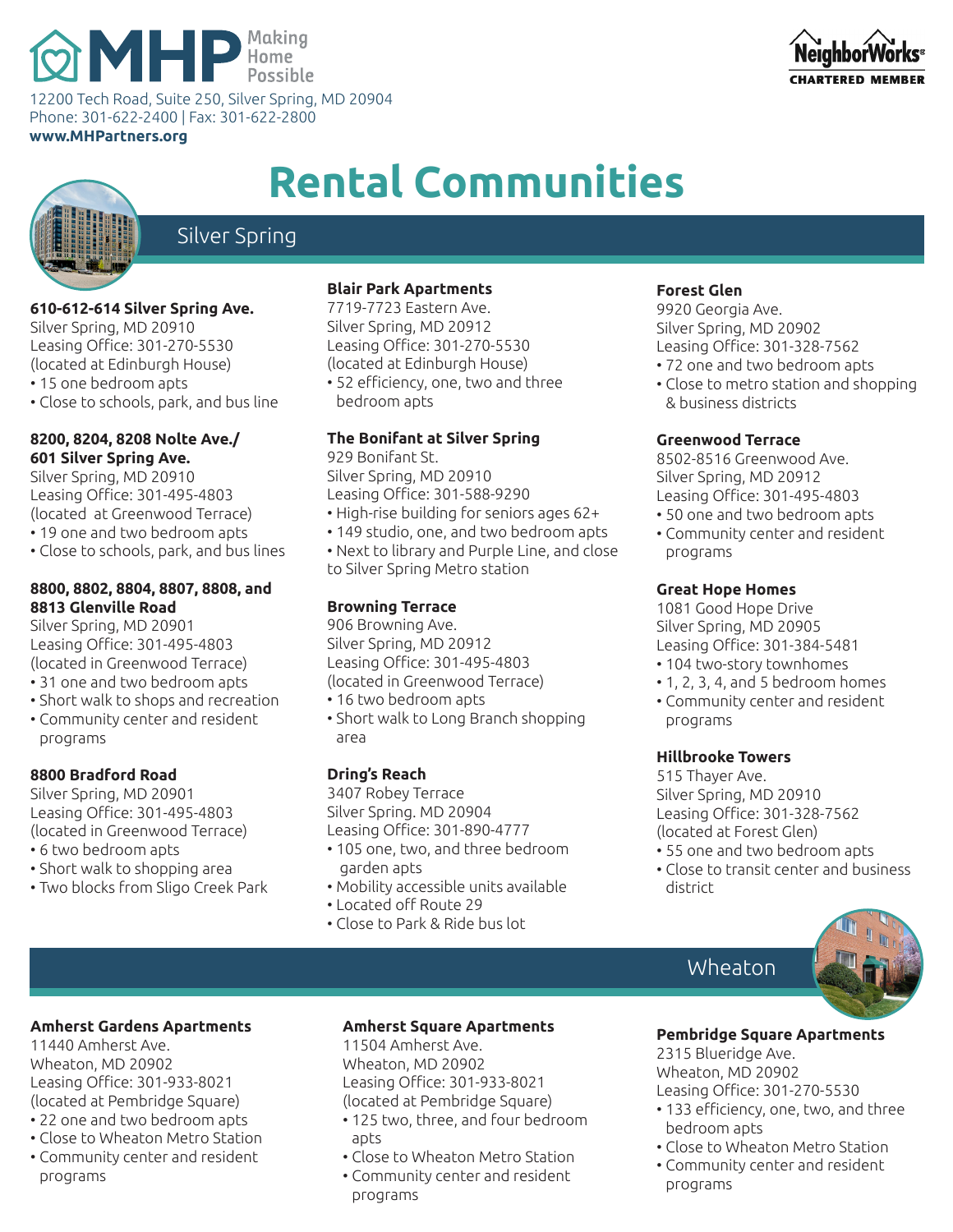# MHP Making Home Possible

12200 Tech Road, Suite 250, Silver Spring, MD 20904
Phone: 301-622-2400 | Fax: 301-622-2800
**www.MHPartners.org**

NeighborWorks® CHARTERED MEMBER

# Rental Communities

## Silver Spring

**610-612-614 Silver Spring Ave.**
Silver Spring, MD 20910
Leasing Office: 301-270-5530
(located at Edinburgh House)
- 15 one bedroom apts
- Close to schools, park, and bus line

**8200, 8204, 8208 Nolte Ave./ 601 Silver Spring Ave.**
Silver Spring, MD 20910
Leasing Office: 301-495-4803
(located at Greenwood Terrace)
- 19 one and two bedroom apts
- Close to schools, park, and bus lines

**8800, 8802, 8804, 8807, 8808, and 8813 Glenville Road**
Silver Spring, MD 20901
Leasing Office: 301-495-4803
(located in Greenwood Terrace)
- 31 one and two bedroom apts
- Short walk to shops and recreation
- Community center and resident programs

**8800 Bradford Road**
Silver Spring, MD 20901
Leasing Office: 301-495-4803
(located in Greenwood Terrace)
- 6 two bedroom apts
- Short walk to shopping area
- Two blocks from Sligo Creek Park

**Blair Park Apartments**
7719-7723 Eastern Ave.
Silver Spring, MD 20912
Leasing Office: 301-270-5530
(located at Edinburgh House)
- 52 efficiency, one, two and three bedroom apts

**The Bonifant at Silver Spring**
929 Bonifant St.
Silver Spring, MD 20910
Leasing Office: 301-588-9290
- High-rise building for seniors ages 62+
- 149 studio, one, and two bedroom apts
- Next to library and Purple Line, and close to Silver Spring Metro station

**Browning Terrace**
906 Browning Ave.
Silver Spring, MD 20912
Leasing Office: 301-495-4803
(located in Greenwood Terrace)
- 16 two bedroom apts
- Short walk to Long Branch shopping area

**Dring's Reach**
3407 Robey Terrace
Silver Spring. MD 20904
Leasing Office: 301-890-4777
- 105 one, two, and three bedroom garden apts
- Mobility accessible units available
- Located off Route 29
- Close to Park & Ride bus lot

**Forest Glen**
9920 Georgia Ave.
Silver Spring, MD 20902
Leasing Office: 301-328-7562
- 72 one and two bedroom apts
- Close to metro station and shopping & business districts

**Greenwood Terrace**
8502-8516 Greenwood Ave.
Silver Spring, MD 20912
Leasing Office: 301-495-4803
- 50 one and two bedroom apts
- Community center and resident programs

**Great Hope Homes**
1081 Good Hope Drive
Silver Spring, MD 20905
Leasing Office: 301-384-5481
- 104 two-story townhomes
- 1, 2, 3, 4, and 5 bedroom homes
- Community center and resident programs

**Hillbrooke Towers**
515 Thayer Ave.
Silver Spring, MD 20910
Leasing Office: 301-328-7562
(located at Forest Glen)
- 55 one and two bedroom apts
- Close to transit center and business district

## Wheaton

**Amherst Gardens Apartments**
11440 Amherst Ave.
Wheaton, MD 20902
Leasing Office: 301-933-8021
(located at Pembridge Square)
- 22 one and two bedroom apts
- Close to Wheaton Metro Station
- Community center and resident programs

**Amherst Square Apartments**
11504 Amherst Ave.
Wheaton, MD 20902
Leasing Office: 301-933-8021
(located at Pembridge Square)
- 125 two, three, and four bedroom apts
- Close to Wheaton Metro Station
- Community center and resident programs

**Pembridge Square Apartments**
2315 Blueridge Ave.
Wheaton, MD 20902
Leasing Office: 301-270-5530
- 133 efficiency, one, two, and three bedroom apts
- Close to Wheaton Metro Station
- Community center and resident programs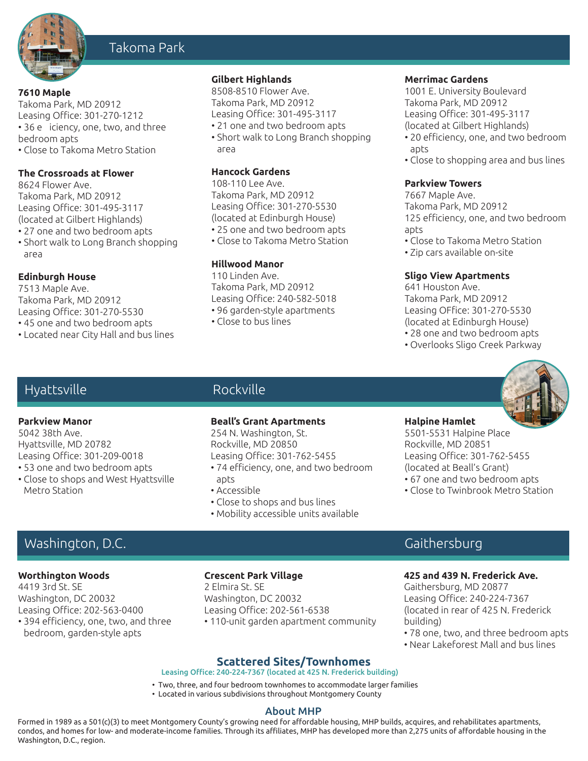## Takoma Park

**7610 Maple**
Takoma Park, MD 20912
Leasing Office: 301-270-1212
- 36 e iciency, one, two, and three bedroom apts
- Close to Takoma Metro Station

**The Crossroads at Flower**
8624 Flower Ave.
Takoma Park, MD 20912
Leasing Office: 301-495-3117
(located at Gilbert Highlands)
- 27 one and two bedroom apts
- Short walk to Long Branch shopping area

**Edinburgh House**
7513 Maple Ave.
Takoma Park, MD 20912
Leasing Office: 301-270-5530
- 45 one and two bedroom apts
- Located near City Hall and bus lines

**Gilbert Highlands**
8508-8510 Flower Ave.
Takoma Park, MD 20912
Leasing Office: 301-495-3117
- 21 one and two bedroom apts
- Short walk to Long Branch shopping area

**Hancock Gardens**
108-110 Lee Ave.
Takoma Park, MD 20912
Leasing Office: 301-270-5530
(located at Edinburgh House)
- 25 one and two bedroom apts
- Close to Takoma Metro Station

**Hillwood Manor**
110 Linden Ave.
Takoma Park, MD 20912
Leasing Office: 240-582-5018
- 96 garden-style apartments
- Close to bus lines

**Merrimac Gardens**
1001 E. University Boulevard
Takoma Park, MD 20912
Leasing Office: 301-495-3117
(located at Gilbert Highlands)
- 20 efficiency, one, and two bedroom apts
- Close to shopping area and bus lines

**Parkview Towers**
7667 Maple Ave.
Takoma Park, MD 20912
125 efficiency, one, and two bedroom apts
- Close to Takoma Metro Station
- Zip cars available on-site

**Sligo View Apartments**
641 Houston Ave.
Takoma Park, MD 20912
Leasing OFfice: 301-270-5530
(located at Edinburgh House)
- 28 one and two bedroom apts
- Overlooks Sligo Creek Parkway

## Hyattsville

**Parkview Manor**
5042 38th Ave.
Hyattsville, MD 20782
Leasing Office: 301-209-0018
- 53 one and two bedroom apts
- Close to shops and West Hyattsville Metro Station

## Rockville

**Beall's Grant Apartments**
254 N. Washington, St.
Rockville, MD 20850
Leasing Office: 301-762-5455
- 74 efficiency, one, and two bedroom apts
- Accessible
- Close to shops and bus lines
- Mobility accessible units available

**Halpine Hamlet**
5501-5531 Halpine Place
Rockville, MD 20851
Leasing Office: 301-762-5455
(located at Beall's Grant)
- 67 one and two bedroom apts
- Close to Twinbrook Metro Station

## Washington, D.C.

**Worthington Woods**
4419 3rd St. SE
Washington, DC 20032
Leasing Office: 202-563-0400
- 394 efficiency, one, two, and three bedroom, garden-style apts

**Crescent Park Village**
2 Elmira St. SE
Washington, DC 20032
Leasing Office: 202-561-6538
- 110-unit garden apartment community

## Gaithersburg

**425 and 439 N. Frederick Ave.**
Gaithersburg, MD 20877
Leasing Office: 240-224-7367
(located in rear of 425 N. Frederick building)
- 78 one, two, and three bedroom apts
- Near Lakeforest Mall and bus lines

## Scattered Sites/Townhomes

Leasing Office: 240-224-7367 (located at 425 N. Frederick building)

- Two, three, and four bedroom townhomes to accommodate larger families
- Located in various subdivisions throughout Montgomery County

## About MHP

Formed in 1989 as a 501(c)(3) to meet Montgomery County's growing need for affordable housing, MHP builds, acquires, and rehabilitates apartments, condos, and homes for low- and moderate-income families. Through its affiliates, MHP has developed more than 2,275 units of affordable housing in the Washington, D.C., region.